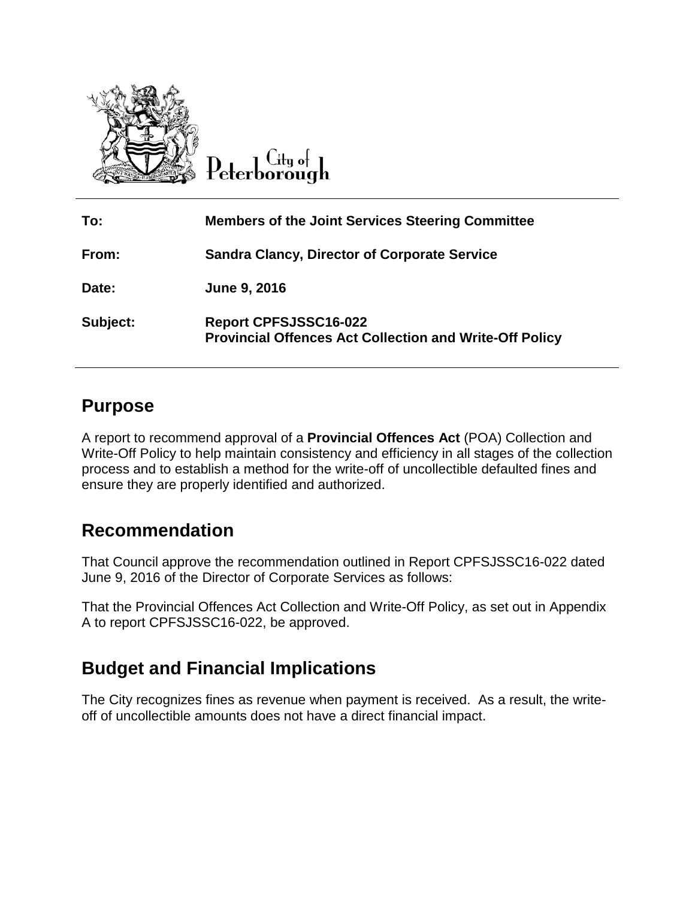City of Peterborough

| | |
|---|---|
| **To:** | **Members of the Joint Services Steering Committee** |
| **From:** | **Sandra Clancy, Director of Corporate Service** |
| **Date:** | **June 9, 2016** |
| **Subject:** | **Report CPFSJSSC16-022**<br>**Provincial Offences Act Collection and Write-Off Policy** |

## Purpose

A report to recommend approval of a **Provincial Offences Act** (POA) Collection and Write-Off Policy to help maintain consistency and efficiency in all stages of the collection process and to establish a method for the write-off of uncollectible defaulted fines and ensure they are properly identified and authorized.

## Recommendation

That Council approve the recommendation outlined in Report CPFSJSSC16-022 dated June 9, 2016 of the Director of Corporate Services as follows:

That the Provincial Offences Act Collection and Write-Off Policy, as set out in Appendix A to report CPFSJSSC16-022, be approved.

## Budget and Financial Implications

The City recognizes fines as revenue when payment is received. As a result, the write-off of uncollectible amounts does not have a direct financial impact.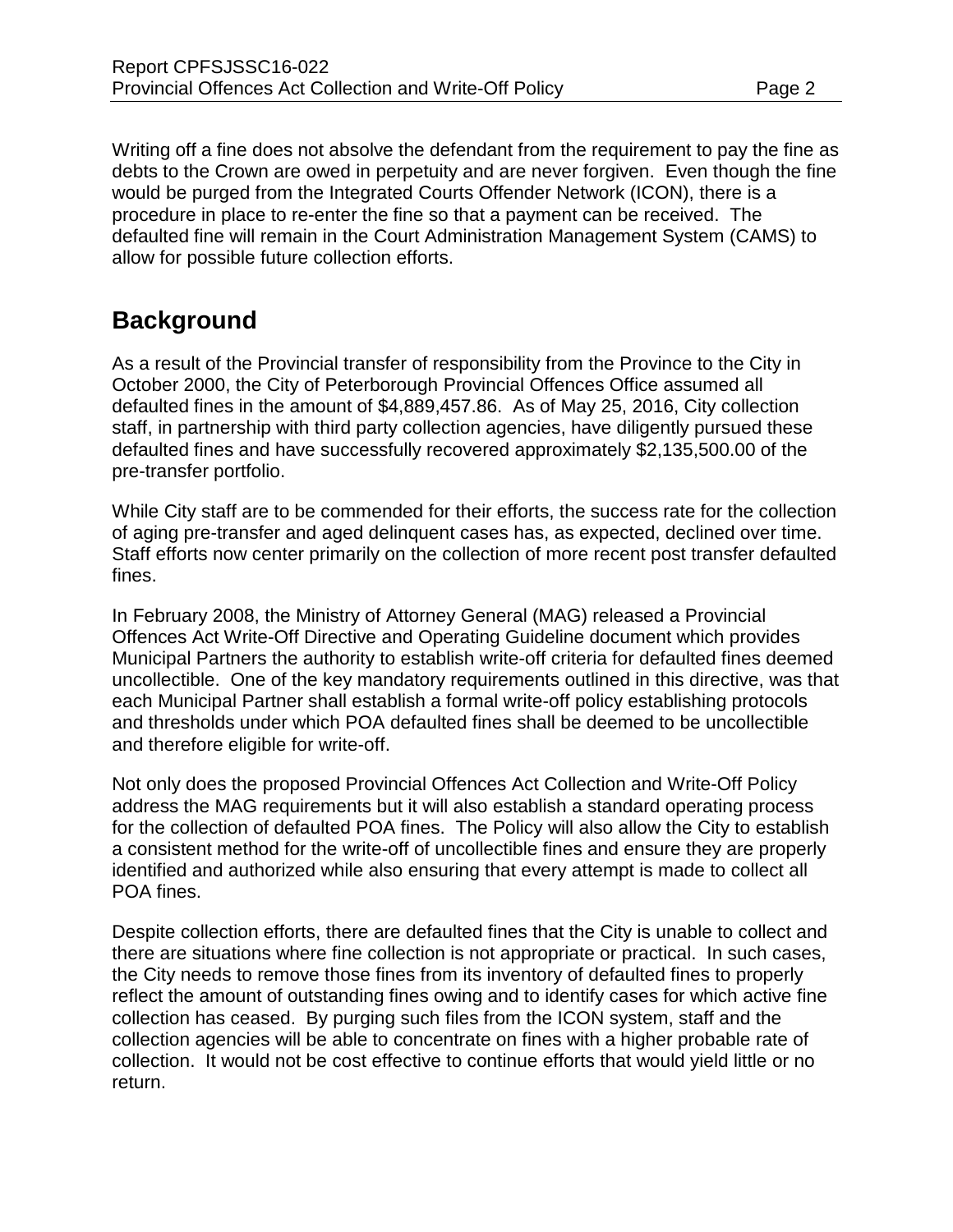Writing off a fine does not absolve the defendant from the requirement to pay the fine as debts to the Crown are owed in perpetuity and are never forgiven. Even though the fine would be purged from the Integrated Courts Offender Network (ICON), there is a procedure in place to re-enter the fine so that a payment can be received. The defaulted fine will remain in the Court Administration Management System (CAMS) to allow for possible future collection efforts.

## Background

As a result of the Provincial transfer of responsibility from the Province to the City in October 2000, the City of Peterborough Provincial Offences Office assumed all defaulted fines in the amount of $4,889,457.86. As of May 25, 2016, City collection staff, in partnership with third party collection agencies, have diligently pursued these defaulted fines and have successfully recovered approximately $2,135,500.00 of the pre-transfer portfolio.

While City staff are to be commended for their efforts, the success rate for the collection of aging pre-transfer and aged delinquent cases has, as expected, declined over time. Staff efforts now center primarily on the collection of more recent post transfer defaulted fines.

In February 2008, the Ministry of Attorney General (MAG) released a Provincial Offences Act Write-Off Directive and Operating Guideline document which provides Municipal Partners the authority to establish write-off criteria for defaulted fines deemed uncollectible. One of the key mandatory requirements outlined in this directive, was that each Municipal Partner shall establish a formal write-off policy establishing protocols and thresholds under which POA defaulted fines shall be deemed to be uncollectible and therefore eligible for write-off.

Not only does the proposed Provincial Offences Act Collection and Write-Off Policy address the MAG requirements but it will also establish a standard operating process for the collection of defaulted POA fines. The Policy will also allow the City to establish a consistent method for the write-off of uncollectible fines and ensure they are properly identified and authorized while also ensuring that every attempt is made to collect all POA fines.

Despite collection efforts, there are defaulted fines that the City is unable to collect and there are situations where fine collection is not appropriate or practical. In such cases, the City needs to remove those fines from its inventory of defaulted fines to properly reflect the amount of outstanding fines owing and to identify cases for which active fine collection has ceased. By purging such files from the ICON system, staff and the collection agencies will be able to concentrate on fines with a higher probable rate of collection. It would not be cost effective to continue efforts that would yield little or no return.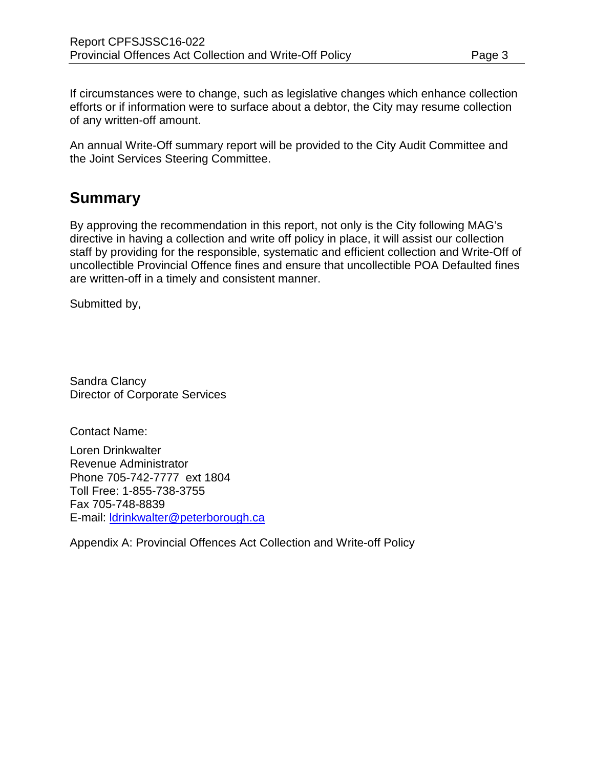If circumstances were to change, such as legislative changes which enhance collection efforts or if information were to surface about a debtor, the City may resume collection of any written-off amount.

An annual Write-Off summary report will be provided to the City Audit Committee and the Joint Services Steering Committee.

## Summary

By approving the recommendation in this report, not only is the City following MAG's directive in having a collection and write off policy in place, it will assist our collection staff by providing for the responsible, systematic and efficient collection and Write-Off of uncollectible Provincial Offence fines and ensure that uncollectible POA Defaulted fines are written-off in a timely and consistent manner.

Submitted by,

Sandra Clancy
Director of Corporate Services

Contact Name:

Loren Drinkwalter
Revenue Administrator
Phone 705-742-7777 ext 1804
Toll Free: 1-855-738-3755
Fax 705-748-8839
E-mail: ldrinkwalter@peterborough.ca

Appendix A: Provincial Offences Act Collection and Write-off Policy